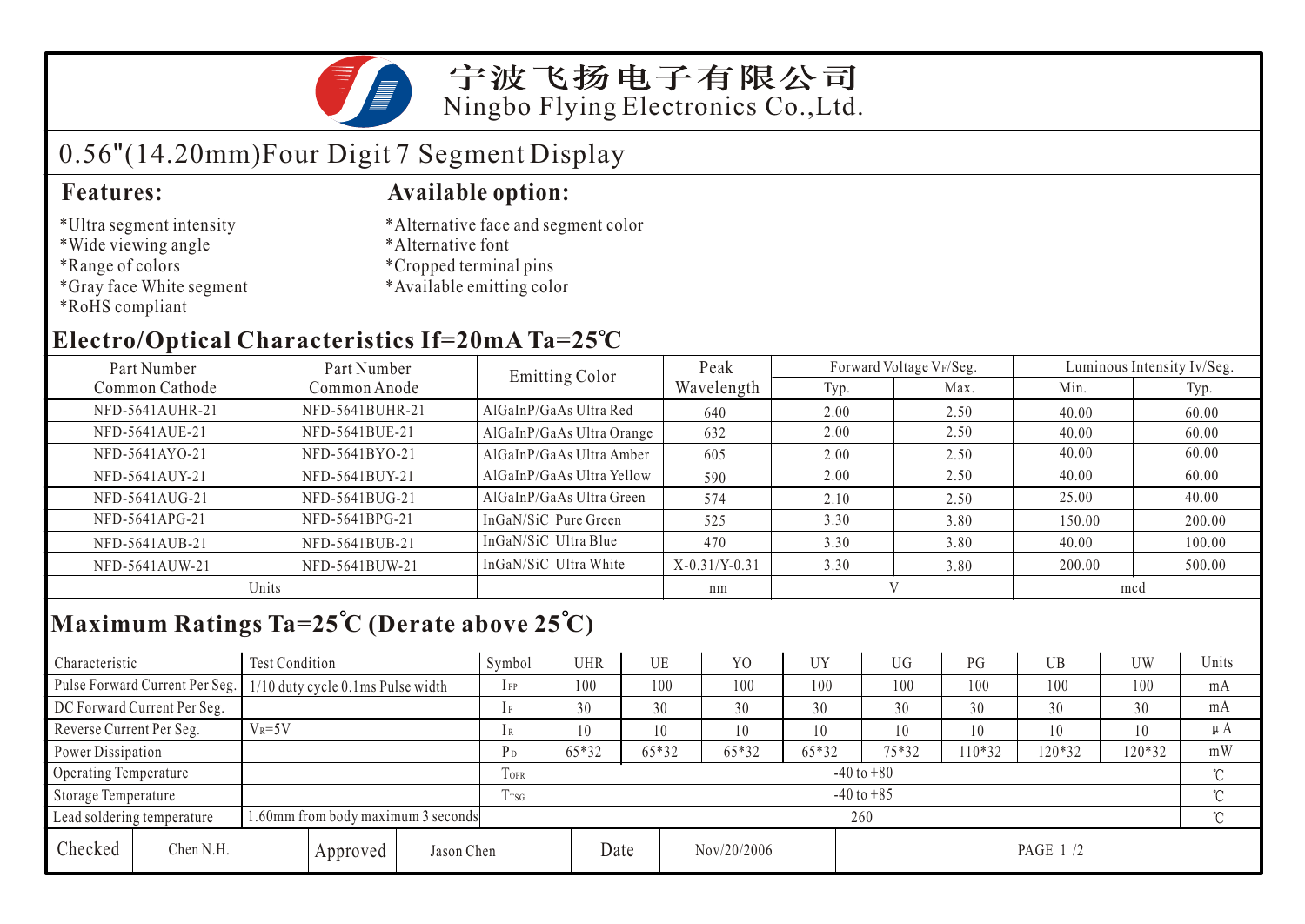# 宁波飞扬电子有限公司
Ningbo Flying Electronics Co.,Ltd.

## 0.56"(14.20mm)Four Digit 7 Segment Display

### Features:

*Ultra segment intensity
*Wide viewing angle
*Range of colors
*Gray face White segment
*RoHS compliant

### Available option:

*Alternative face and segment color
*Alternative font
*Cropped terminal pins
*Available emitting color

## Electro/Optical Characteristics If=20mA Ta=25℃

| Part Number Common Cathode | Part Number Common Anode | Emitting Color | Peak Wavelength | Forward Voltage $V_F$/Seg. | | Luminous Intensity Iv/Seg. | |
|---|---|---|---|---|---|---|---|
| | | | | Typ. | Max. | Min. | Typ. |
| NFD-5641AUHR-21 | NFD-5641BUHR-21 | AlGaInP/GaAs Ultra Red | 640 | 2.00 | 2.50 | 40.00 | 60.00 |
| NFD-5641AUE-21 | NFD-5641BUE-21 | AlGaInP/GaAs Ultra Orange | 632 | 2.00 | 2.50 | 40.00 | 60.00 |
| NFD-5641AYO-21 | NFD-5641BYO-21 | AlGaInP/GaAs Ultra Amber | 605 | 2.00 | 2.50 | 40.00 | 60.00 |
| NFD-5641AUY-21 | NFD-5641BUY-21 | AlGaInP/GaAs Ultra Yellow | 590 | 2.00 | 2.50 | 40.00 | 60.00 |
| NFD-5641AUG-21 | NFD-5641BUG-21 | AlGaInP/GaAs Ultra Green | 574 | 2.10 | 2.50 | 25.00 | 40.00 |
| NFD-5641APG-21 | NFD-5641BPG-21 | InGaN/SiC Pure Green | 525 | 3.30 | 3.80 | 150.00 | 200.00 |
| NFD-5641AUB-21 | NFD-5641BUB-21 | InGaN/SiC Ultra Blue | 470 | 3.30 | 3.80 | 40.00 | 100.00 |
| NFD-5641AUW-21 | NFD-5641BUW-21 | InGaN/SiC Ultra White | X-0.31/Y-0.31 | 3.30 | 3.80 | 200.00 | 500.00 |
| Units | | | nm | V | | mcd | |

## Maximum Ratings Ta=25℃ (Derate above 25℃)

| Characteristic | Test Condition | Symbol | UHR | UE | YO | UY | UG | PG | UB | UW | Units |
|---|---|---|---|---|---|---|---|---|---|---|---|
| Pulse Forward Current Per Seg. | 1/10 duty cycle 0.1ms Pulse width | $I_{FP}$ | 100 | 100 | 100 | 100 | 100 | 100 | 100 | 100 | mA |
| DC Forward Current Per Seg. | | $I_F$ | 30 | 30 | 30 | 30 | 30 | 30 | 30 | 30 | mA |
| Reverse Current Per Seg. | $V_R$=5V | $I_R$ | 10 | 10 | 10 | 10 | 10 | 10 | 10 | 10 | μA |
| Power Dissipation | | $P_D$ | 65*32 | 65*32 | 65*32 | 65*32 | 75*32 | 110*32 | 120*32 | 120*32 | mW |
| Operating Temperature | | $T_{OPR}$ | -40 to +80 | | | | | | | | ℃ |
| Storage Temperature | | $T_{TSG}$ | -40 to +85 | | | | | | | | ℃ |
| Lead soldering temperature | 1.60mm from body maximum 3 seconds | | 260 | | | | | | | | ℃ |

| Checked | Chen N.H. | Approved | Jason Chen | Date | Nov/20/2006 |
|---|---|---|---|---|---|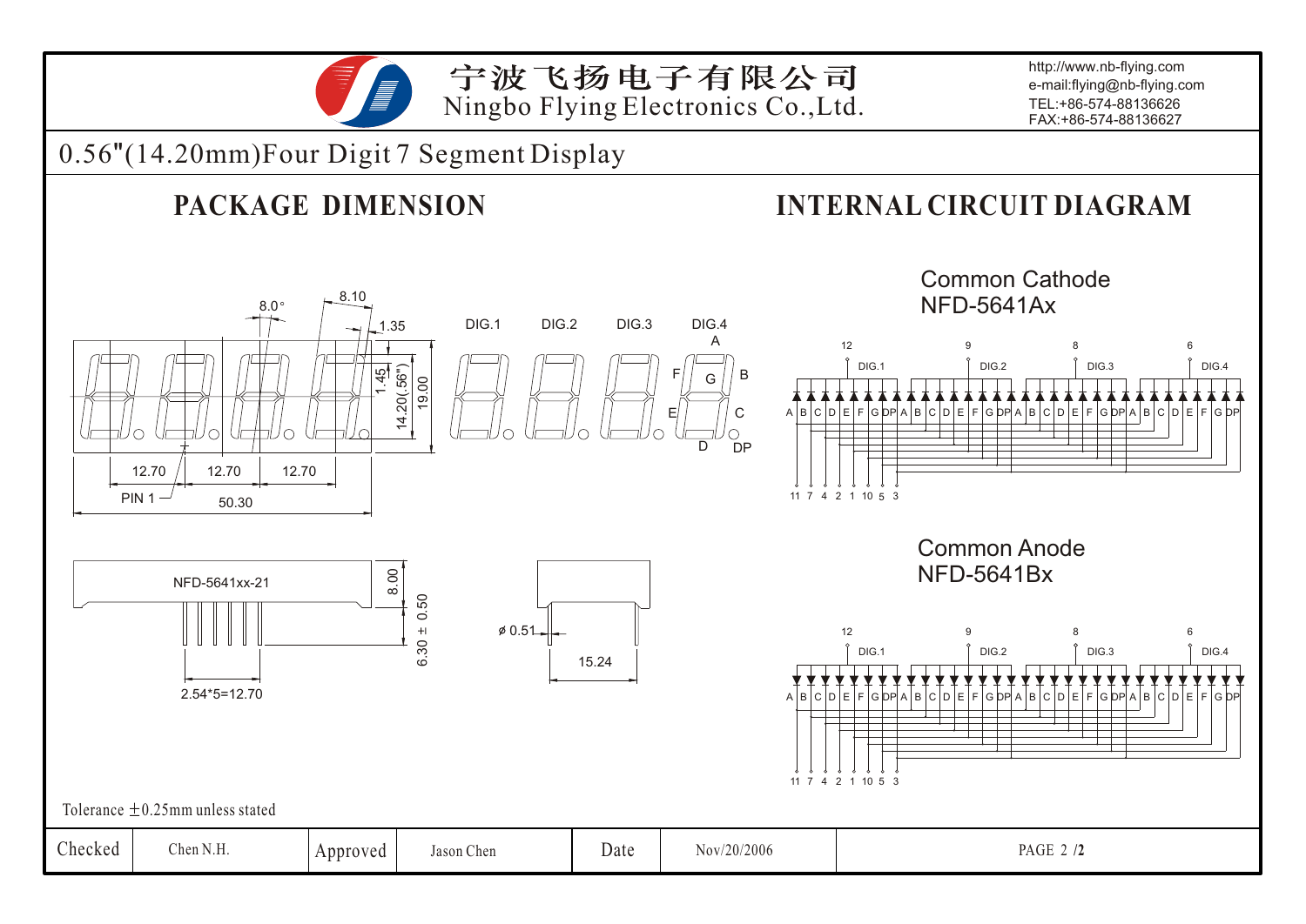宁波飞扬电子有限公司
Ningbo Flying Electronics Co.,Ltd.

http://www.nb-flying.com
e-mail:flying@nb-flying.com
TEL:+86-574-88136626
FAX:+86-574-88136627

## 0.56"(14.20mm)Four Digit 7 Segment Display

### PACKAGE DIMENSION

8.0°
8.10
1.35
1.45
14.20(.56")
19.00
12.70
12.70
12.70
PIN 1
50.30

DIG.1 DIG.2 DIG.3 DIG.4
A B C D E F G DP

NFD-5641xx-21
8.00
6.30 ± 0.50
2.54*5=12.70
ø 0.51
15.24

### INTERNAL CIRCUIT DIAGRAM

**Common Cathode**
**NFD-5641Ax**

12 DIG.1
9 DIG.2
8 DIG.3
6 DIG.4
A B C D E F G DP
11 7 4 2 1 10 5 3

**Common Anode**
**NFD-5641Bx**

12 DIG.1
9 DIG.2
8 DIG.3
6 DIG.4
A B C D E F G DP
11 7 4 2 1 10 5 3

Tolerance ±0.25mm unless stated

| Checked | Chen N.H. | Approved | Jason Chen | Date | Nov/20/2006 | PAGE 2 /2 |
|---|---|---|---|---|---|---|